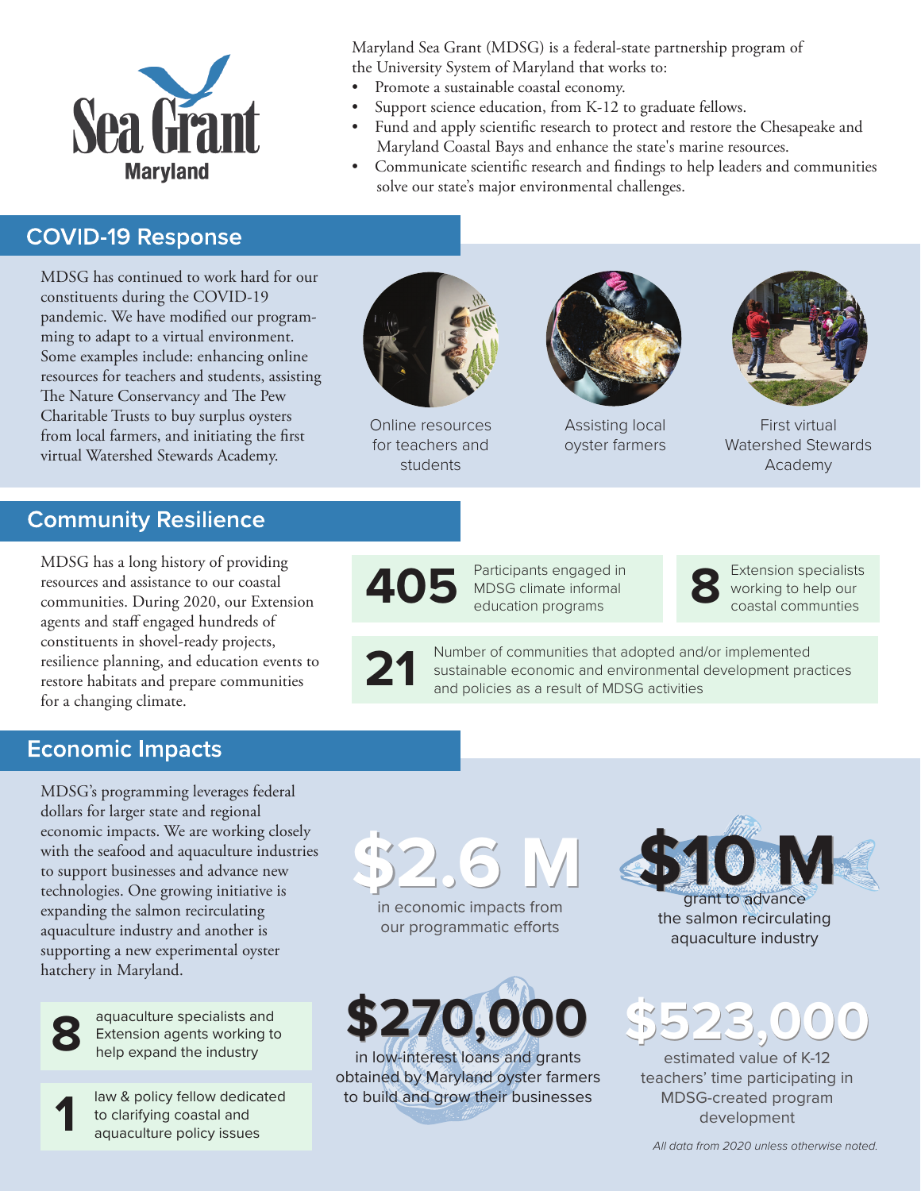Sea Grant Maryland

Maryland Sea Grant (MDSG) is a federal-state partnership program of the University System of Maryland that works to:

- Promote a sustainable coastal economy.
- Support science education, from K-12 to graduate fellows.
- Fund and apply scientific research to protect and restore the Chesapeake and Maryland Coastal Bays and enhance the state's marine resources.
- Communicate scientific research and findings to help leaders and communities solve our state's major environmental challenges.

## COVID-19 Response

MDSG has continued to work hard for our constituents during the COVID-19 pandemic. We have modified our programming to adapt to a virtual environment. Some examples include: enhancing online resources for teachers and students, assisting The Nature Conservancy and The Pew Charitable Trusts to buy surplus oysters from local farmers, and initiating the first virtual Watershed Stewards Academy.

Online resources for teachers and students

Assisting local oyster farmers

First virtual Watershed Stewards Academy

## Community Resilience

MDSG has a long history of providing resources and assistance to our coastal communities. During 2020, our Extension agents and staff engaged hundreds of constituents in shovel-ready projects, resilience planning, and education events to restore habitats and prepare communities for a changing climate.

**405** Participants engaged in MDSG climate informal education programs

**8** Extension specialists working to help our coastal communities

**21** Number of communities that adopted and/or implemented sustainable economic and environmental development practices and policies as a result of MDSG activities

## Economic Impacts

MDSG's programming leverages federal dollars for larger state and regional economic impacts. We are working closely with the seafood and aquaculture industries to support businesses and advance new technologies. One growing initiative is expanding the salmon recirculating aquaculture industry and another is supporting a new experimental oyster hatchery in Maryland.

**$2.6 M** in economic impacts from our programmatic efforts

**$10 M** grant to advance the salmon recirculating aquaculture industry

**8** aquaculture specialists and Extension agents working to help expand the industry

**1** law & policy fellow dedicated to clarifying coastal and aquaculture policy issues

**$270,000** in low-interest loans and grants obtained by Maryland oyster farmers to build and grow their businesses

**$523,000** estimated value of K-12 teachers' time participating in MDSG-created program development

*All data from 2020 unless otherwise noted.*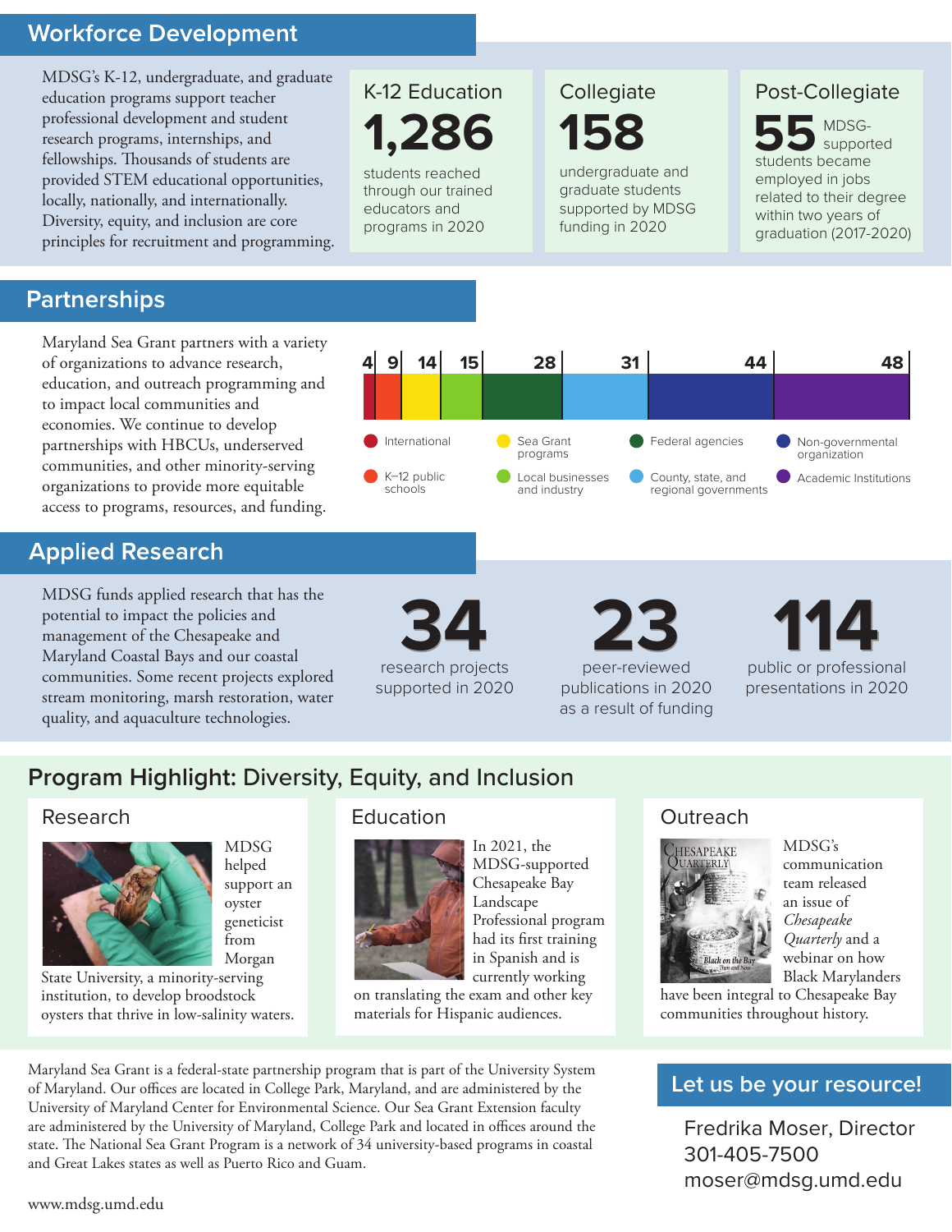## Workforce Development

MDSG's K-12, undergraduate, and graduate education programs support teacher professional development and student research programs, internships, and fellowships. Thousands of students are provided STEM educational opportunities, locally, nationally, and internationally. Diversity, equity, and inclusion are core principles for recruitment and programming.

### K-12 Education

**1,286**

students reached through our trained educators and programs in 2020

### Collegiate

**158**

undergraduate and graduate students supported by MDSG funding in 2020

### Post-Collegiate

**55** MDSG-supported students became employed in jobs related to their degree within two years of graduation (2017-2020)

## Partnerships

Maryland Sea Grant partners with a variety of organizations to advance research, education, and outreach programming and to impact local communities and economies. We continue to develop partnerships with HBCUs, underserved communities, and other minority-serving organizations to provide more equitable access to programs, resources, and funding.

4 9 14 15 28 31 44 48

International
K–12 public schools
Sea Grant programs
Local businesses and industry
Federal agencies
County, state, and regional governments
Non-governmental organization
Academic Institutions

## Applied Research

MDSG funds applied research that has the potential to impact the policies and management of the Chesapeake and Maryland Coastal Bays and our coastal communities. Some recent projects explored stream monitoring, marsh restoration, water quality, and aquaculture technologies.

**34** research projects supported in 2020

**23** peer-reviewed publications in 2020 as a result of funding

**114** public or professional presentations in 2020

## Program Highlight: Diversity, Equity, and Inclusion

### Research

MDSG helped support an oyster geneticist from Morgan State University, a minority-serving institution, to develop broodstock oysters that thrive in low-salinity waters.

### Education

In 2021, the MDSG-supported Chesapeake Bay Landscape Professional program had its first training in Spanish and is currently working on translating the exam and other key materials for Hispanic audiences.

### Outreach

MDSG's communication team released an issue of *Chesapeake Quarterly* and a webinar on how Black Marylanders have been integral to Chesapeake Bay communities throughout history.

Maryland Sea Grant is a federal-state partnership program that is part of the University System of Maryland. Our offices are located in College Park, Maryland, and are administered by the University of Maryland Center for Environmental Science. Our Sea Grant Extension faculty are administered by the University of Maryland, College Park and located in offices around the state. The National Sea Grant Program is a network of 34 university-based programs in coastal and Great Lakes states as well as Puerto Rico and Guam.

www.mdsg.umd.edu

### Let us be your resource!

Fredrika Moser, Director
301-405-7500
moser@mdsg.umd.edu